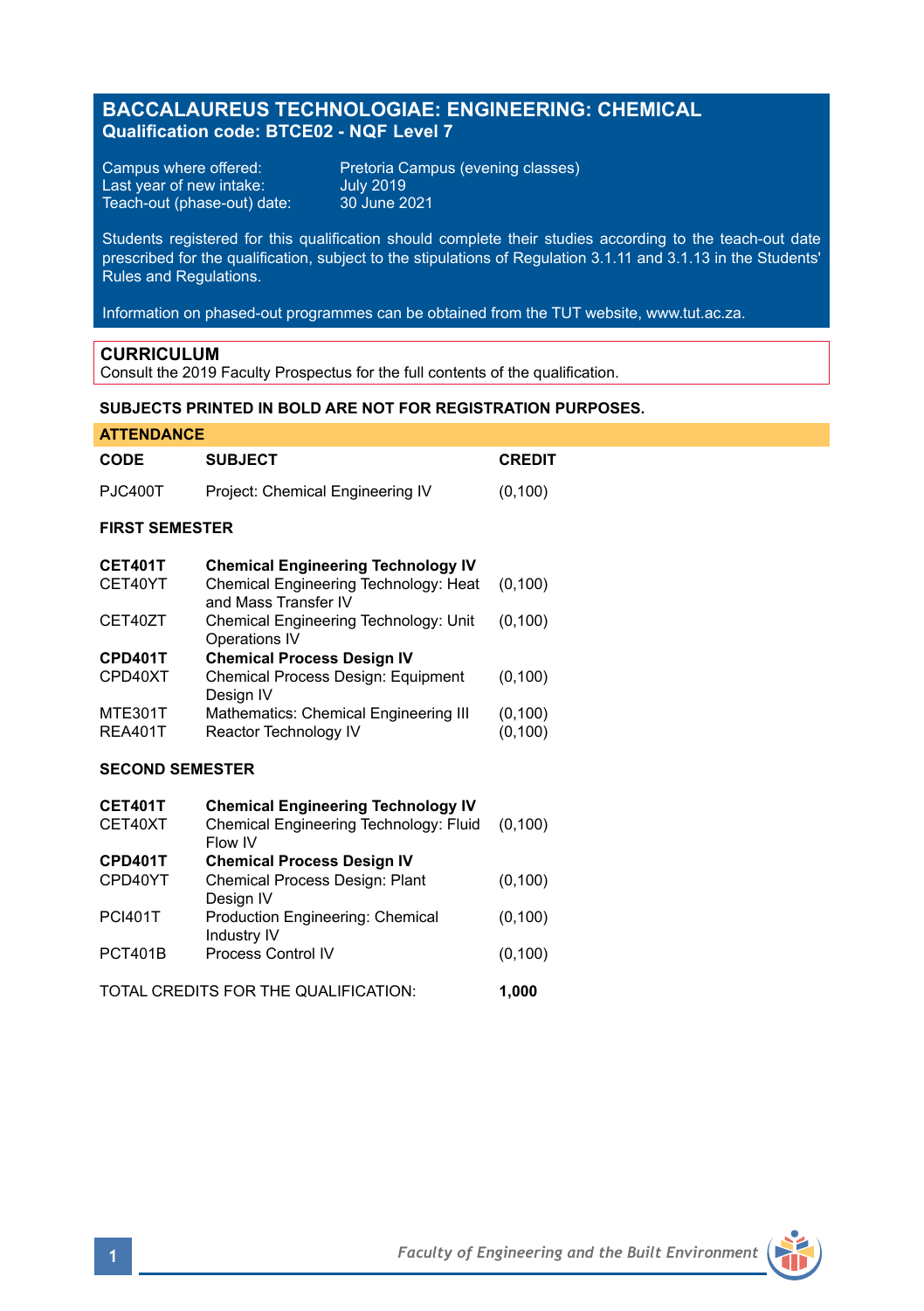# BACCALAUREUS TECHNOLOGIAE: ENGINEERING: CHEMICAL

**Qualification code: BTCE02 - NQF Level 7**

Campus where offered: Pretoria Campus (evening classes)
Last year of new intake: July 2019
Teach-out (phase-out) date: 30 June 2021

Students registered for this qualification should complete their studies according to the teach-out date prescribed for the qualification, subject to the stipulations of Regulation 3.1.11 and 3.1.13 in the Students' Rules and Regulations.

Information on phased-out programmes can be obtained from the TUT website, www.tut.ac.za.

## CURRICULUM

Consult the 2019 Faculty Prospectus for the full contents of the qualification.

**SUBJECTS PRINTED IN BOLD ARE NOT FOR REGISTRATION PURPOSES.**

### ATTENDANCE

| CODE | SUBJECT | CREDIT |
|---|---|---|
| PJC400T | Project: Chemical Engineering IV | (0,100) |

**FIRST SEMESTER**

| CODE | SUBJECT | CREDIT |
|---|---|---|
| **CET401T** | **Chemical Engineering Technology IV** | |
| CET40YT | Chemical Engineering Technology: Heat and Mass Transfer IV | (0,100) |
| CET40ZT | Chemical Engineering Technology: Unit Operations IV | (0,100) |
| **CPD401T** | **Chemical Process Design IV** | |
| CPD40XT | Chemical Process Design: Equipment Design IV | (0,100) |
| MTE301T | Mathematics: Chemical Engineering III | (0,100) |
| REA401T | Reactor Technology IV | (0,100) |

**SECOND SEMESTER**

| CODE | SUBJECT | CREDIT |
|---|---|---|
| **CET401T** | **Chemical Engineering Technology IV** | |
| CET40XT | Chemical Engineering Technology: Fluid Flow IV | (0,100) |
| **CPD401T** | **Chemical Process Design IV** | |
| CPD40YT | Chemical Process Design: Plant Design IV | (0,100) |
| PCI401T | Production Engineering: Chemical Industry IV | (0,100) |
| PCT401B | Process Control IV | (0,100) |

TOTAL CREDITS FOR THE QUALIFICATION: **1,000**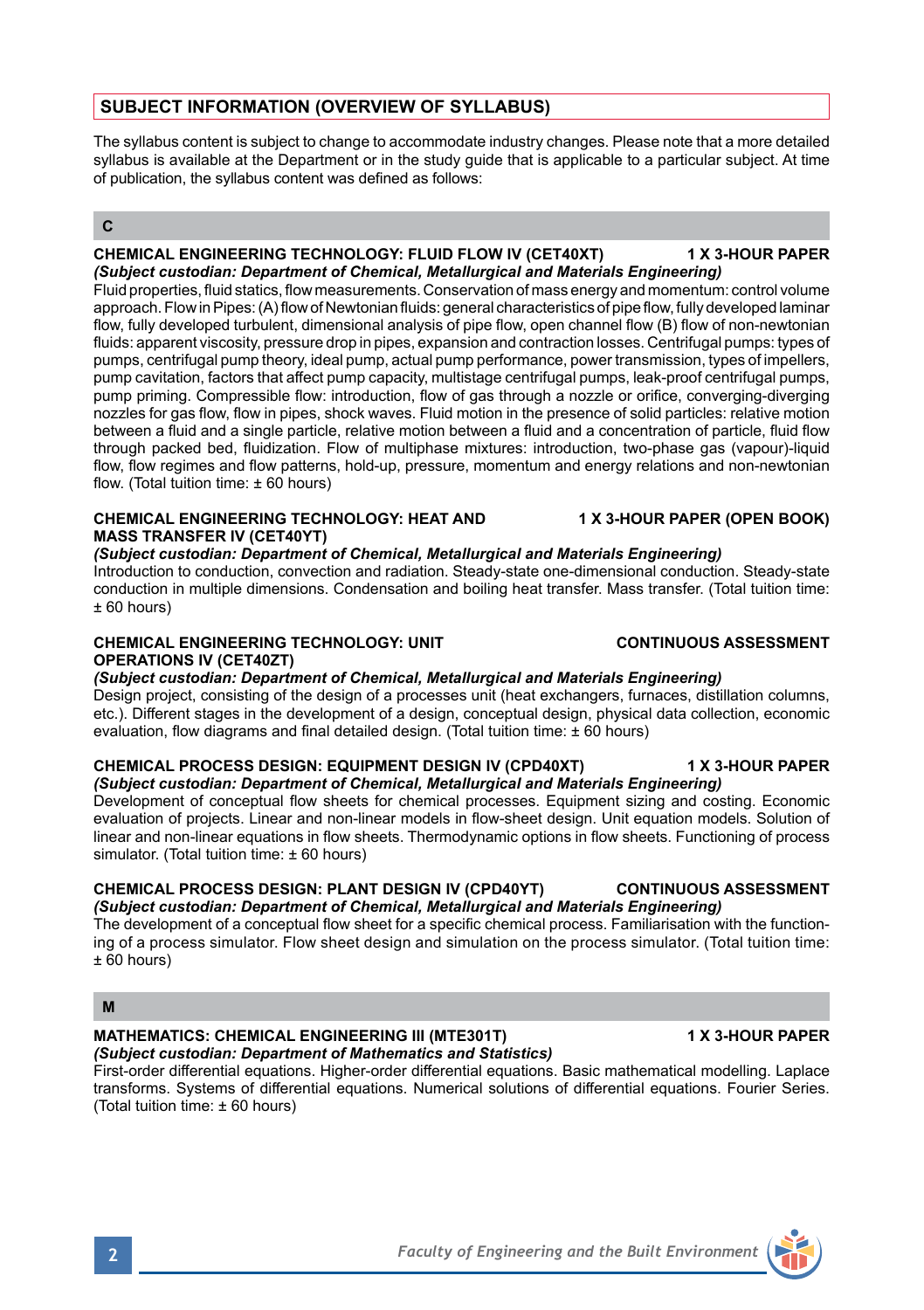## SUBJECT INFORMATION (OVERVIEW OF SYLLABUS)

The syllabus content is subject to change to accommodate industry changes. Please note that a more detailed syllabus is available at the Department or in the study guide that is applicable to a particular subject. At time of publication, the syllabus content was defined as follows:

### C

**CHEMICAL ENGINEERING TECHNOLOGY: FLUID FLOW IV (CET40XT) — 1 X 3-HOUR PAPER**
***(Subject custodian: Department of Chemical, Metallurgical and Materials Engineering)***
Fluid properties, fluid statics, flow measurements. Conservation of mass energy and momentum: control volume approach. Flow in Pipes: (A) flow of Newtonian fluids: general characteristics of pipe flow, fully developed laminar flow, fully developed turbulent, dimensional analysis of pipe flow, open channel flow (B) flow of non-newtonian fluids: apparent viscosity, pressure drop in pipes, expansion and contraction losses. Centrifugal pumps: types of pumps, centrifugal pump theory, ideal pump, actual pump performance, power transmission, types of impellers, pump cavitation, factors that affect pump capacity, multistage centrifugal pumps, leak-proof centrifugal pumps, pump priming. Compressible flow: introduction, flow of gas through a nozzle or orifice, converging-diverging nozzles for gas flow, flow in pipes, shock waves. Fluid motion in the presence of solid particles: relative motion between a fluid and a single particle, relative motion between a fluid and a concentration of particle, fluid flow through packed bed, fluidization. Flow of multiphase mixtures: introduction, two-phase gas (vapour)-liquid flow, flow regimes and flow patterns, hold-up, pressure, momentum and energy relations and non-newtonian flow. (Total tuition time: ± 60 hours)

**CHEMICAL ENGINEERING TECHNOLOGY: HEAT AND MASS TRANSFER IV (CET40YT) — 1 X 3-HOUR PAPER (OPEN BOOK)**
***(Subject custodian: Department of Chemical, Metallurgical and Materials Engineering)***
Introduction to conduction, convection and radiation. Steady-state one-dimensional conduction. Steady-state conduction in multiple dimensions. Condensation and boiling heat transfer. Mass transfer. (Total tuition time: ± 60 hours)

**CHEMICAL ENGINEERING TECHNOLOGY: UNIT OPERATIONS IV (CET40ZT) — CONTINUOUS ASSESSMENT**
***(Subject custodian: Department of Chemical, Metallurgical and Materials Engineering)***
Design project, consisting of the design of a processes unit (heat exchangers, furnaces, distillation columns, etc.). Different stages in the development of a design, conceptual design, physical data collection, economic evaluation, flow diagrams and final detailed design. (Total tuition time: ± 60 hours)

**CHEMICAL PROCESS DESIGN: EQUIPMENT DESIGN IV (CPD40XT) — 1 X 3-HOUR PAPER**
***(Subject custodian: Department of Chemical, Metallurgical and Materials Engineering)***
Development of conceptual flow sheets for chemical processes. Equipment sizing and costing. Economic evaluation of projects. Linear and non-linear models in flow-sheet design. Unit equation models. Solution of linear and non-linear equations in flow sheets. Thermodynamic options in flow sheets. Functioning of process simulator. (Total tuition time: ± 60 hours)

**CHEMICAL PROCESS DESIGN: PLANT DESIGN IV (CPD40YT) — CONTINUOUS ASSESSMENT**
***(Subject custodian: Department of Chemical, Metallurgical and Materials Engineering)***
The development of a conceptual flow sheet for a specific chemical process. Familiarisation with the functioning of a process simulator. Flow sheet design and simulation on the process simulator. (Total tuition time: ± 60 hours)

### M

**MATHEMATICS: CHEMICAL ENGINEERING III (MTE301T) — 1 X 3-HOUR PAPER**
***(Subject custodian: Department of Mathematics and Statistics)***
First-order differential equations. Higher-order differential equations. Basic mathematical modelling. Laplace transforms. Systems of differential equations. Numerical solutions of differential equations. Fourier Series. (Total tuition time: ± 60 hours)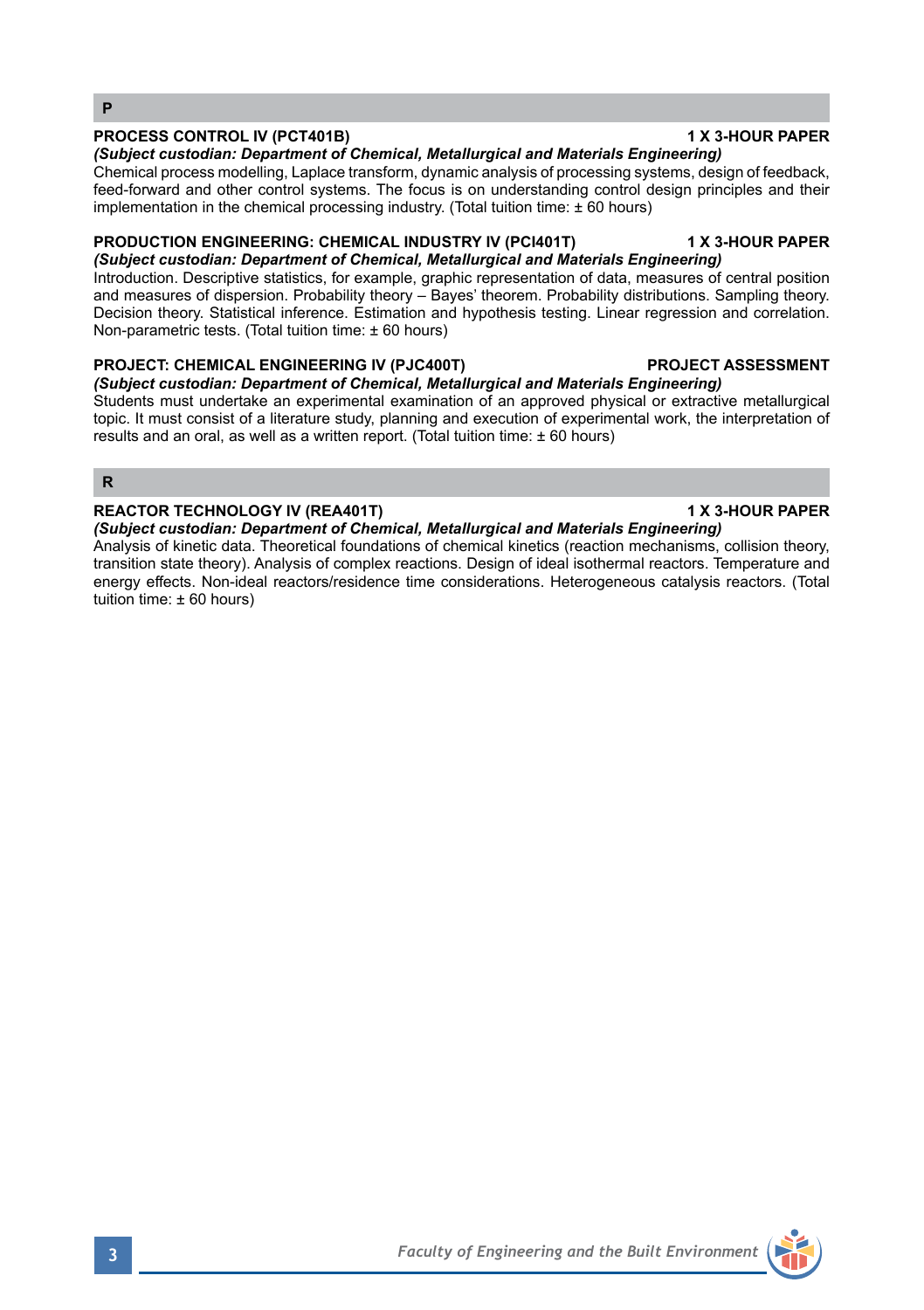## P

### PROCESS CONTROL IV (PCT401B) — 1 X 3-HOUR PAPER

***(Subject custodian: Department of Chemical, Metallurgical and Materials Engineering)***

Chemical process modelling, Laplace transform, dynamic analysis of processing systems, design of feedback, feed-forward and other control systems. The focus is on understanding control design principles and their implementation in the chemical processing industry. (Total tuition time: ± 60 hours)

### PRODUCTION ENGINEERING: CHEMICAL INDUSTRY IV (PCI401T) — 1 X 3-HOUR PAPER

***(Subject custodian: Department of Chemical, Metallurgical and Materials Engineering)***

Introduction. Descriptive statistics, for example, graphic representation of data, measures of central position and measures of dispersion. Probability theory – Bayes' theorem. Probability distributions. Sampling theory. Decision theory. Statistical inference. Estimation and hypothesis testing. Linear regression and correlation. Non-parametric tests. (Total tuition time: ± 60 hours)

### PROJECT: CHEMICAL ENGINEERING IV (PJC400T) — PROJECT ASSESSMENT

***(Subject custodian: Department of Chemical, Metallurgical and Materials Engineering)***

Students must undertake an experimental examination of an approved physical or extractive metallurgical topic. It must consist of a literature study, planning and execution of experimental work, the interpretation of results and an oral, as well as a written report. (Total tuition time: ± 60 hours)

## R

### REACTOR TECHNOLOGY IV (REA401T) — 1 X 3-HOUR PAPER

***(Subject custodian: Department of Chemical, Metallurgical and Materials Engineering)***

Analysis of kinetic data. Theoretical foundations of chemical kinetics (reaction mechanisms, collision theory, transition state theory). Analysis of complex reactions. Design of ideal isothermal reactors. Temperature and energy effects. Non-ideal reactors/residence time considerations. Heterogeneous catalysis reactors. (Total tuition time: ± 60 hours)